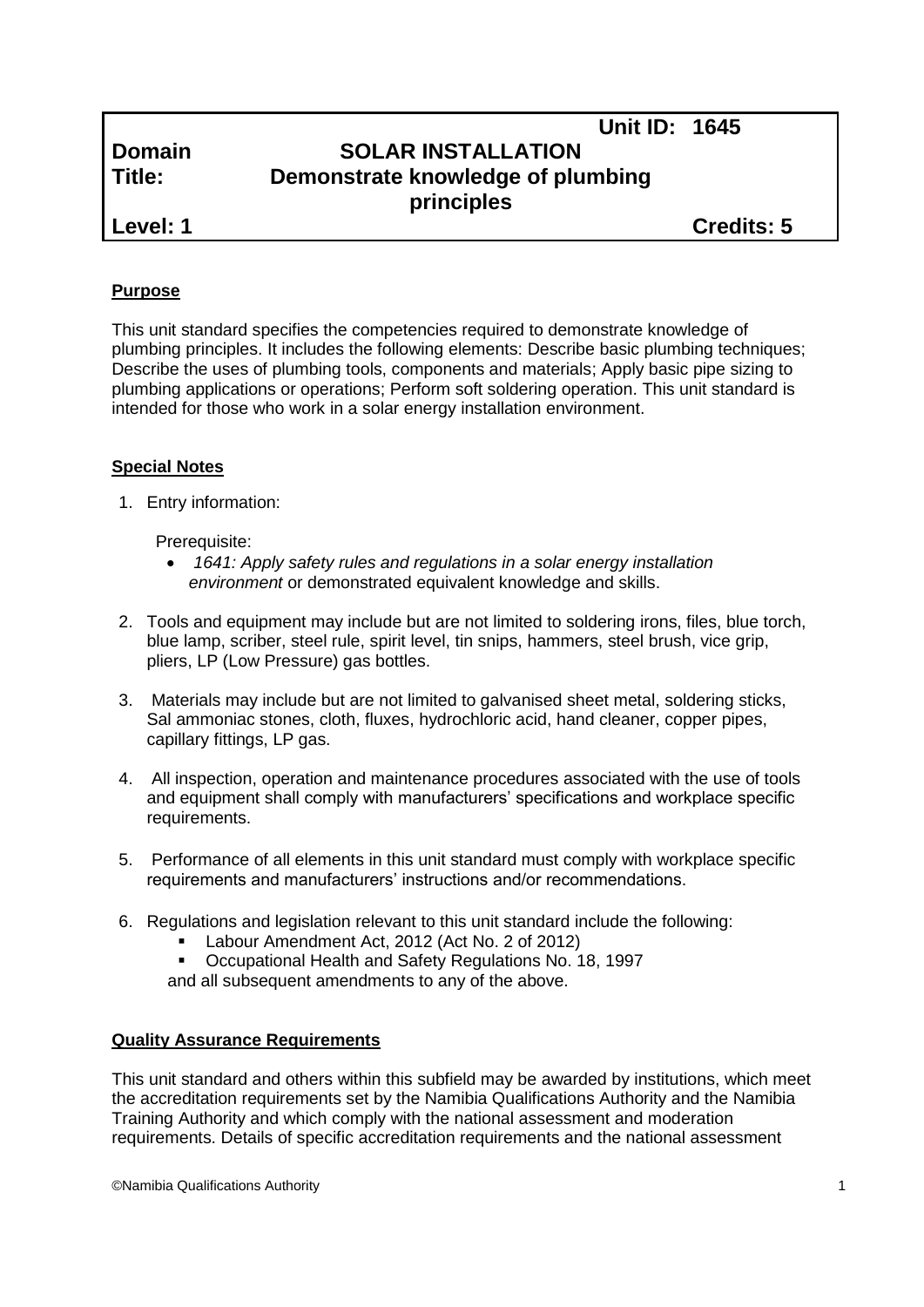| | | |
|---|---|---|
| | | **Unit ID: 1645** |
| **Domain** | **SOLAR INSTALLATION** | |
| **Title:** | **Demonstrate knowledge of plumbing principles** | |
| **Level: 1** | | **Credits: 5** |

**Purpose**

This unit standard specifies the competencies required to demonstrate knowledge of plumbing principles. It includes the following elements: Describe basic plumbing techniques; Describe the uses of plumbing tools, components and materials; Apply basic pipe sizing to plumbing applications or operations; Perform soft soldering operation. This unit standard is intended for those who work in a solar energy installation environment.

**Special Notes**

1. Entry information:

   Prerequisite:
   - *1641: Apply safety rules and regulations in a solar energy installation environment* or demonstrated equivalent knowledge and skills.

2. Tools and equipment may include but are not limited to soldering irons, files, blue torch, blue lamp, scriber, steel rule, spirit level, tin snips, hammers, steel brush, vice grip, pliers, LP (Low Pressure) gas bottles.

3. Materials may include but are not limited to galvanised sheet metal, soldering sticks, Sal ammoniac stones, cloth, fluxes, hydrochloric acid, hand cleaner, copper pipes, capillary fittings, LP gas.

4. All inspection, operation and maintenance procedures associated with the use of tools and equipment shall comply with manufacturers' specifications and workplace specific requirements.

5. Performance of all elements in this unit standard must comply with workplace specific requirements and manufacturers' instructions and/or recommendations.

6. Regulations and legislation relevant to this unit standard include the following:
   - Labour Amendment Act, 2012 (Act No. 2 of 2012)
   - Occupational Health and Safety Regulations No. 18, 1997

   and all subsequent amendments to any of the above.

**Quality Assurance Requirements**

This unit standard and others within this subfield may be awarded by institutions, which meet the accreditation requirements set by the Namibia Qualifications Authority and the Namibia Training Authority and which comply with the national assessment and moderation requirements. Details of specific accreditation requirements and the national assessment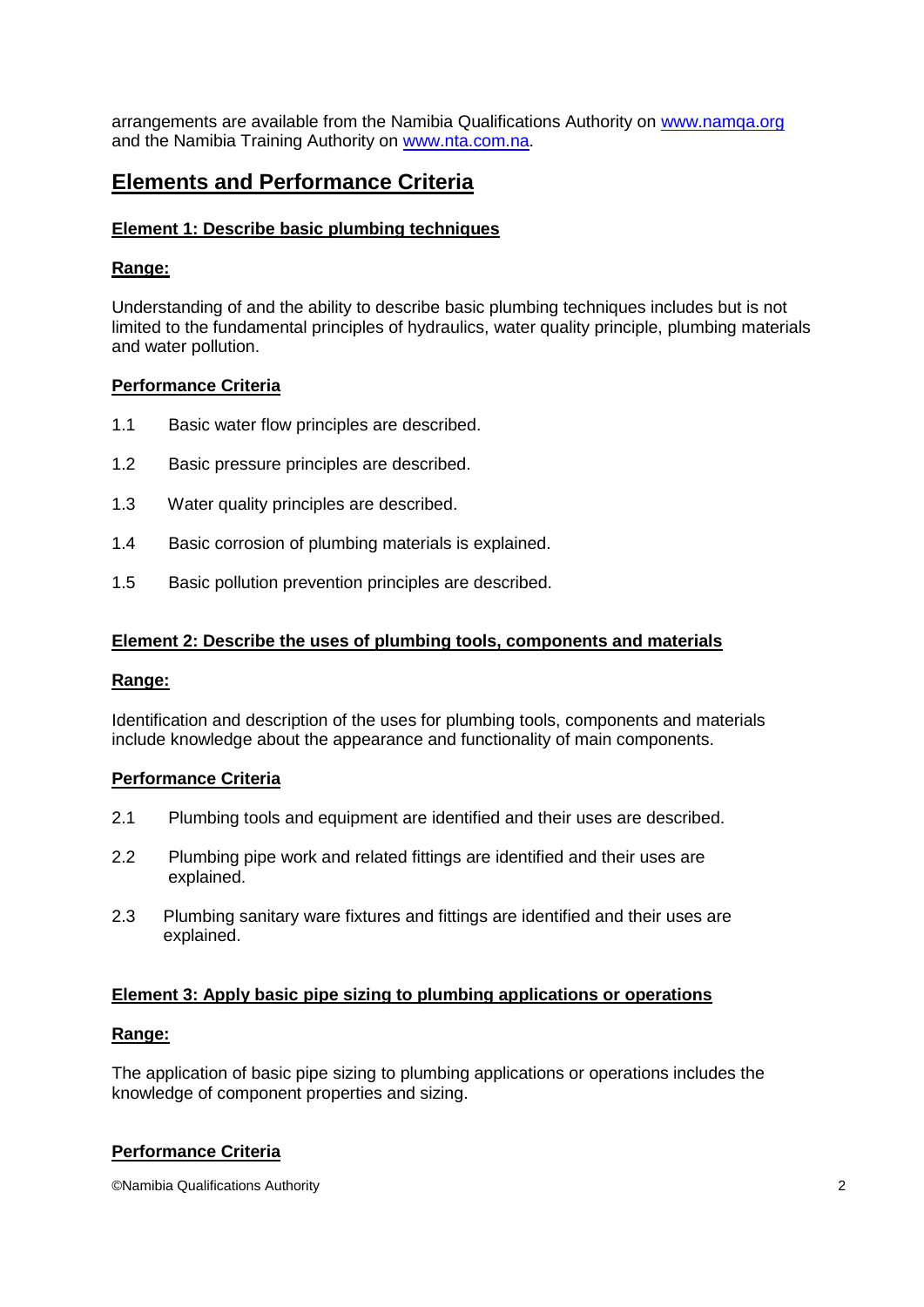arrangements are available from the Namibia Qualifications Authority on www.namqa.org and the Namibia Training Authority on www.nta.com.na.

## Elements and Performance Criteria

### Element 1: Describe basic plumbing techniques

**Range:**

Understanding of and the ability to describe basic plumbing techniques includes but is not limited to the fundamental principles of hydraulics, water quality principle, plumbing materials and water pollution.

**Performance Criteria**

1.1 Basic water flow principles are described.

1.2 Basic pressure principles are described.

1.3 Water quality principles are described.

1.4 Basic corrosion of plumbing materials is explained.

1.5 Basic pollution prevention principles are described.

### Element 2: Describe the uses of plumbing tools, components and materials

**Range:**

Identification and description of the uses for plumbing tools, components and materials include knowledge about the appearance and functionality of main components.

**Performance Criteria**

2.1 Plumbing tools and equipment are identified and their uses are described.

2.2 Plumbing pipe work and related fittings are identified and their uses are explained.

2.3 Plumbing sanitary ware fixtures and fittings are identified and their uses are explained.

### Element 3: Apply basic pipe sizing to plumbing applications or operations

**Range:**

The application of basic pipe sizing to plumbing applications or operations includes the knowledge of component properties and sizing.

**Performance Criteria**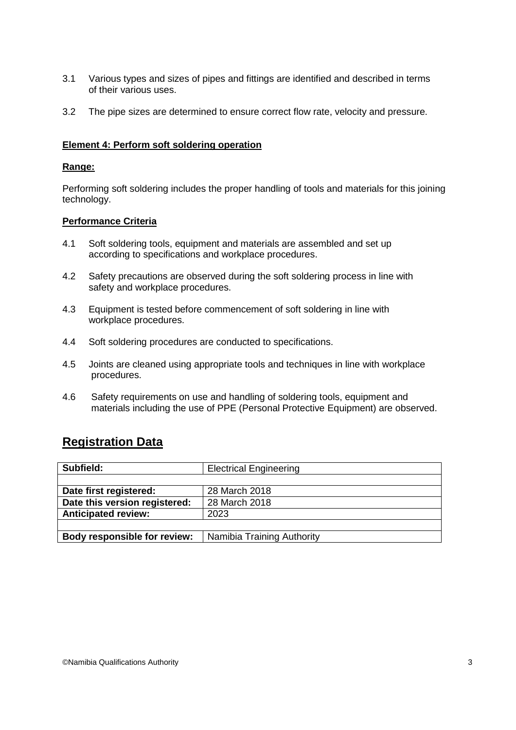3.1 Various types and sizes of pipes and fittings are identified and described in terms of their various uses.

3.2 The pipe sizes are determined to ensure correct flow rate, velocity and pressure.

**Element 4: Perform soft soldering operation**

**Range:**

Performing soft soldering includes the proper handling of tools and materials for this joining technology.

**Performance Criteria**

4.1 Soft soldering tools, equipment and materials are assembled and set up according to specifications and workplace procedures.

4.2 Safety precautions are observed during the soft soldering process in line with safety and workplace procedures.

4.3 Equipment is tested before commencement of soft soldering in line with workplace procedures.

4.4 Soft soldering procedures are conducted to specifications.

4.5 Joints are cleaned using appropriate tools and techniques in line with workplace procedures.

4.6 Safety requirements on use and handling of soldering tools, equipment and materials including the use of PPE (Personal Protective Equipment) are observed.

## Registration Data

| | |
|---|---|
| **Subfield:** | Electrical Engineering |
| | |
| **Date first registered:** | 28 March 2018 |
| **Date this version registered:** | 28 March 2018 |
| **Anticipated review:** | 2023 |
| | |
| **Body responsible for review:** | Namibia Training Authority |

©Namibia Qualifications Authority